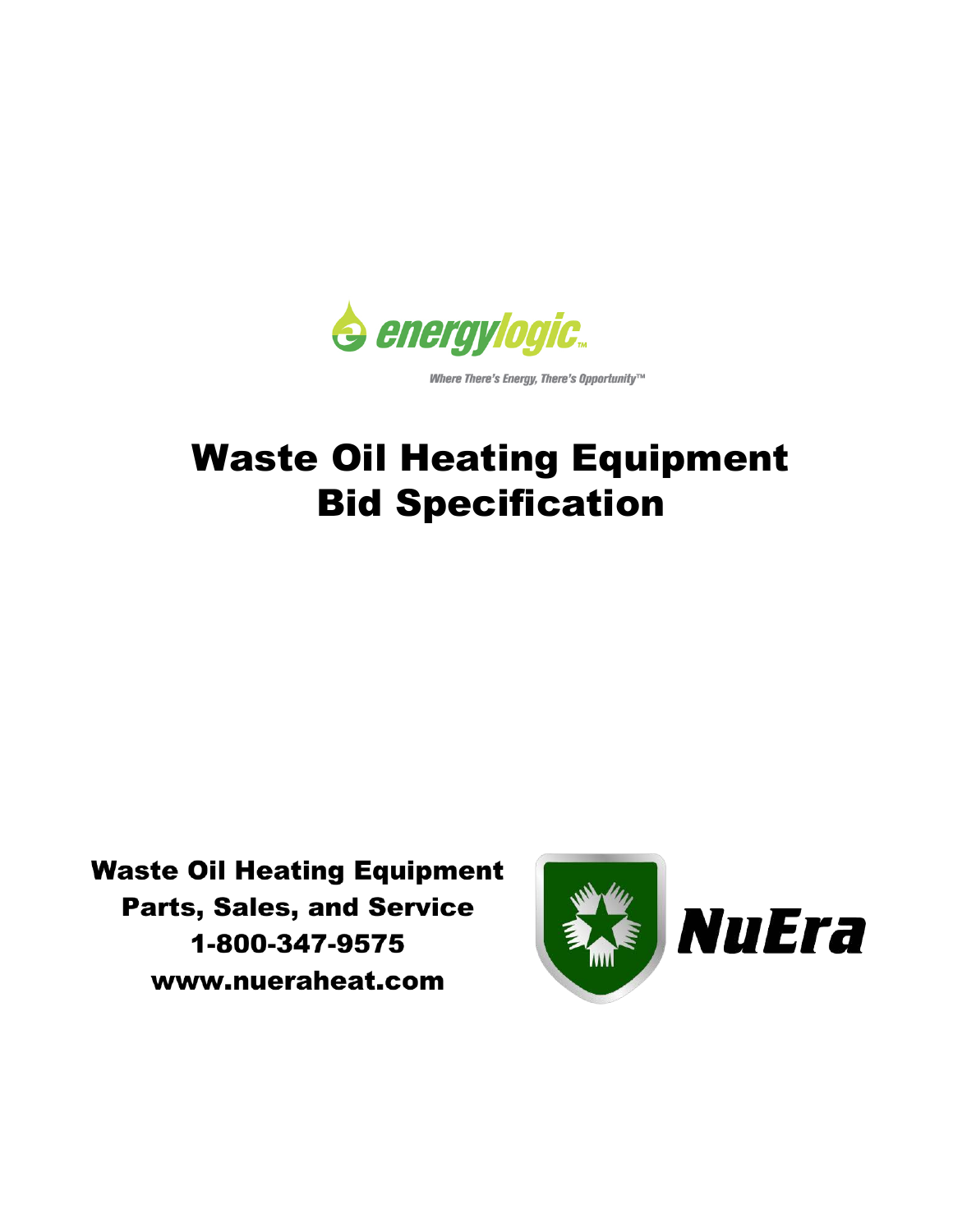energylogic

*Where There's Energy, There's Opportunity™*

# Waste Oil Heating Equipment Bid Specification

**Waste Oil Heating Equipment**
**Parts, Sales, and Service**
**1-800-347-9575**
**www.nueraheat.com**

NuEra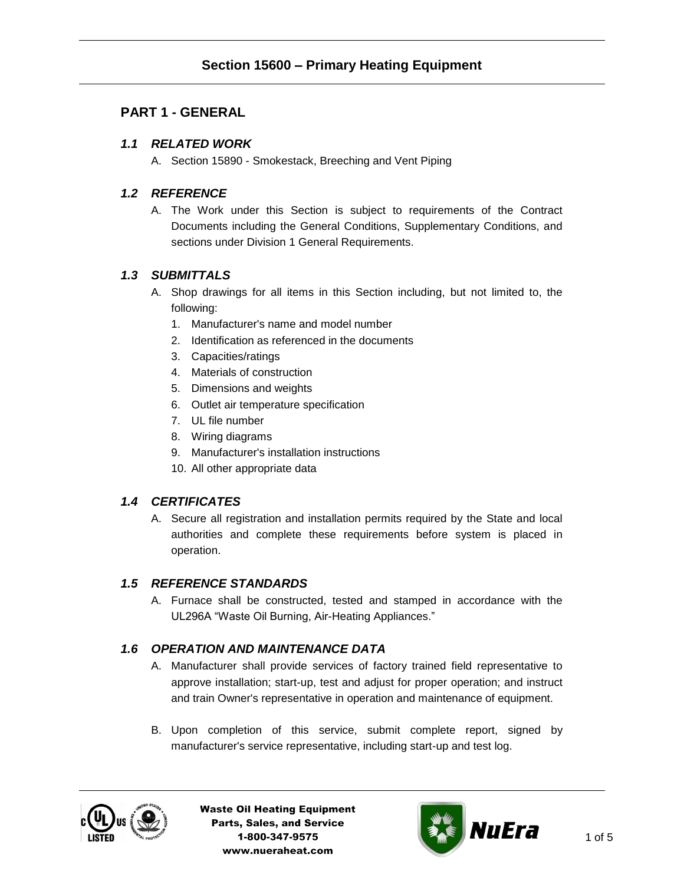# Section 15600 – Primary Heating Equipment

## PART 1 - GENERAL

### *1.1 RELATED WORK*

A. Section 15890 - Smokestack, Breeching and Vent Piping

### *1.2 REFERENCE*

A. The Work under this Section is subject to requirements of the Contract Documents including the General Conditions, Supplementary Conditions, and sections under Division 1 General Requirements.

### *1.3 SUBMITTALS*

A. Shop drawings for all items in this Section including, but not limited to, the following:

1. Manufacturer's name and model number
2. Identification as referenced in the documents
3. Capacities/ratings
4. Materials of construction
5. Dimensions and weights
6. Outlet air temperature specification
7. UL file number
8. Wiring diagrams
9. Manufacturer's installation instructions
10. All other appropriate data

### *1.4 CERTIFICATES*

A. Secure all registration and installation permits required by the State and local authorities and complete these requirements before system is placed in operation.

### *1.5 REFERENCE STANDARDS*

A. Furnace shall be constructed, tested and stamped in accordance with the UL296A "Waste Oil Burning, Air-Heating Appliances."

### *1.6 OPERATION AND MAINTENANCE DATA*

A. Manufacturer shall provide services of factory trained field representative to approve installation; start-up, test and adjust for proper operation; and instruct and train Owner's representative in operation and maintenance of equipment.

B. Upon completion of this service, submit complete report, signed by manufacturer's service representative, including start-up and test log.

Waste Oil Heating Equipment
Parts, Sales, and Service
1-800-347-9575
www.nueraheat.com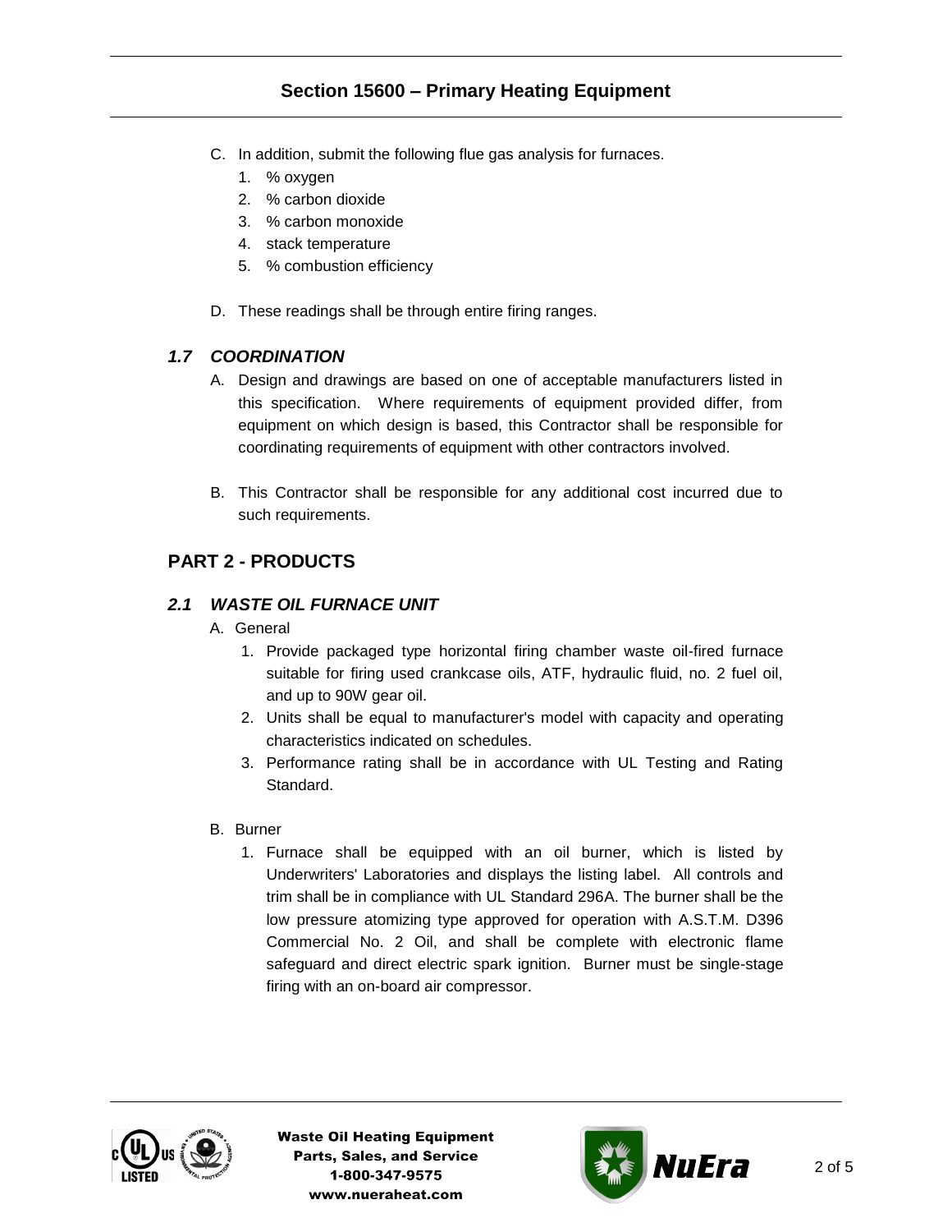C. In addition, submit the following flue gas analysis for furnaces.
   1. % oxygen
   2. % carbon dioxide
   3. % carbon monoxide
   4. stack temperature
   5. % combustion efficiency

D. These readings shall be through entire firing ranges.

### *1.7 COORDINATION*

A. Design and drawings are based on one of acceptable manufacturers listed in this specification. Where requirements of equipment provided differ, from equipment on which design is based, this Contractor shall be responsible for coordinating requirements of equipment with other contractors involved.

B. This Contractor shall be responsible for any additional cost incurred due to such requirements.

## PART 2 - PRODUCTS

### *2.1 WASTE OIL FURNACE UNIT*

A. General
   1. Provide packaged type horizontal firing chamber waste oil-fired furnace suitable for firing used crankcase oils, ATF, hydraulic fluid, no. 2 fuel oil, and up to 90W gear oil.
   2. Units shall be equal to manufacturer's model with capacity and operating characteristics indicated on schedules.
   3. Performance rating shall be in accordance with UL Testing and Rating Standard.

B. Burner
   1. Furnace shall be equipped with an oil burner, which is listed by Underwriters' Laboratories and displays the listing label. All controls and trim shall be in compliance with UL Standard 296A. The burner shall be the low pressure atomizing type approved for operation with A.S.T.M. D396 Commercial No. 2 Oil, and shall be complete with electronic flame safeguard and direct electric spark ignition. Burner must be single-stage firing with an on-board air compressor.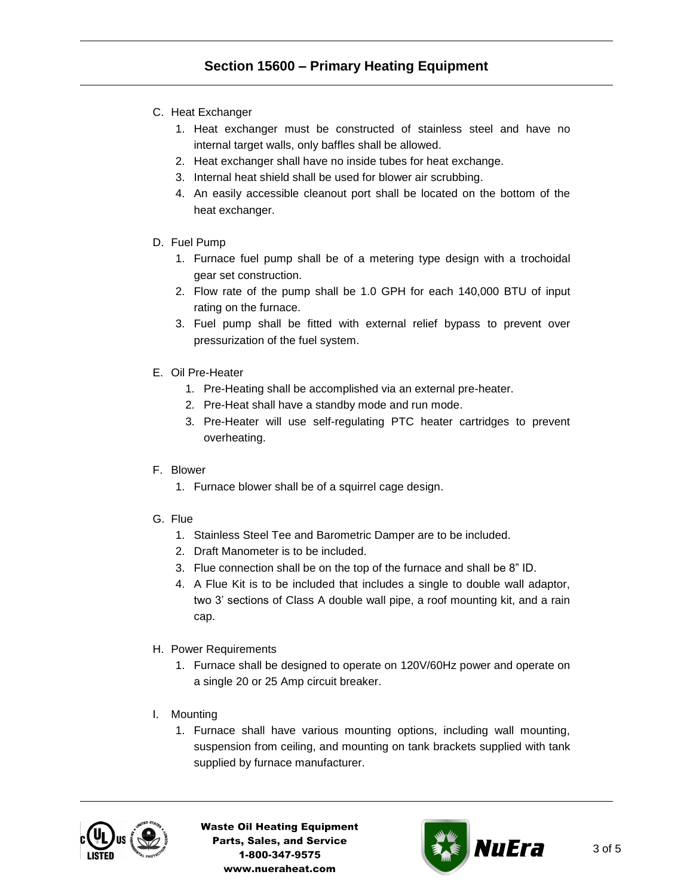C. Heat Exchanger
   1. Heat exchanger must be constructed of stainless steel and have no internal target walls, only baffles shall be allowed.
   2. Heat exchanger shall have no inside tubes for heat exchange.
   3. Internal heat shield shall be used for blower air scrubbing.
   4. An easily accessible cleanout port shall be located on the bottom of the heat exchanger.

D. Fuel Pump
   1. Furnace fuel pump shall be of a metering type design with a trochoidal gear set construction.
   2. Flow rate of the pump shall be 1.0 GPH for each 140,000 BTU of input rating on the furnace.
   3. Fuel pump shall be fitted with external relief bypass to prevent over pressurization of the fuel system.

E. Oil Pre-Heater
   1. Pre-Heating shall be accomplished via an external pre-heater.
   2. Pre-Heat shall have a standby mode and run mode.
   3. Pre-Heater will use self-regulating PTC heater cartridges to prevent overheating.

F. Blower
   1. Furnace blower shall be of a squirrel cage design.

G. Flue
   1. Stainless Steel Tee and Barometric Damper are to be included.
   2. Draft Manometer is to be included.
   3. Flue connection shall be on the top of the furnace and shall be 8" ID.
   4. A Flue Kit is to be included that includes a single to double wall adaptor, two 3' sections of Class A double wall pipe, a roof mounting kit, and a rain cap.

H. Power Requirements
   1. Furnace shall be designed to operate on 120V/60Hz power and operate on a single 20 or 25 Amp circuit breaker.

I. Mounting
   1. Furnace shall have various mounting options, including wall mounting, suspension from ceiling, and mounting on tank brackets supplied with tank supplied by furnace manufacturer.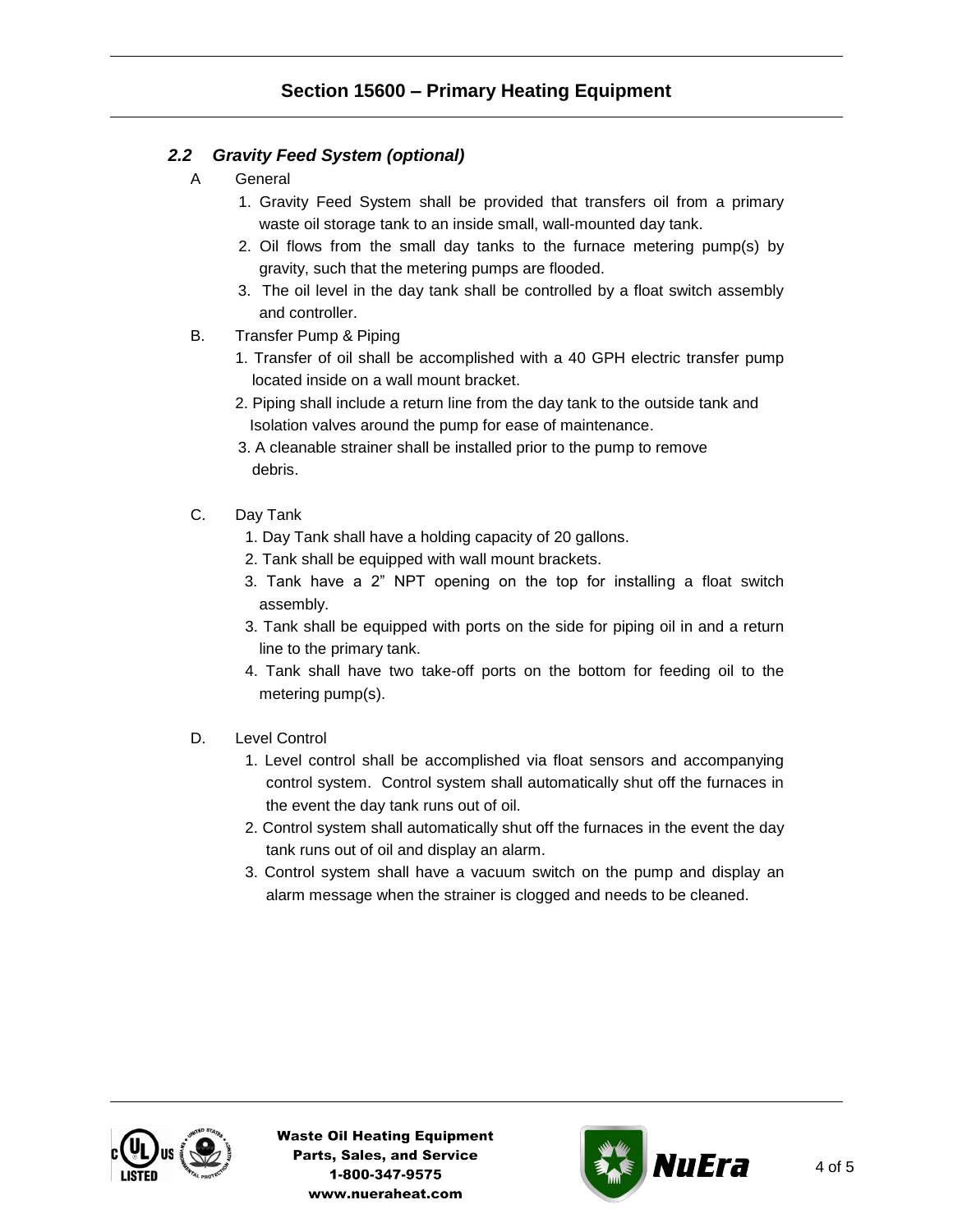## Section 15600 – Primary Heating Equipment

### *2.2 Gravity Feed System (optional)*

A General

1. Gravity Feed System shall be provided that transfers oil from a primary waste oil storage tank to an inside small, wall-mounted day tank.
2. Oil flows from the small day tanks to the furnace metering pump(s) by gravity, such that the metering pumps are flooded.
3. The oil level in the day tank shall be controlled by a float switch assembly and controller.

B. Transfer Pump & Piping

1. Transfer of oil shall be accomplished with a 40 GPH electric transfer pump located inside on a wall mount bracket.
2. Piping shall include a return line from the day tank to the outside tank and Isolation valves around the pump for ease of maintenance.
3. A cleanable strainer shall be installed prior to the pump to remove debris.

C. Day Tank

1. Day Tank shall have a holding capacity of 20 gallons.
2. Tank shall be equipped with wall mount brackets.
3. Tank have a 2" NPT opening on the top for installing a float switch assembly.
3. Tank shall be equipped with ports on the side for piping oil in and a return line to the primary tank.
4. Tank shall have two take-off ports on the bottom for feeding oil to the metering pump(s).

D. Level Control

1. Level control shall be accomplished via float sensors and accompanying control system. Control system shall automatically shut off the furnaces in the event the day tank runs out of oil.
2. Control system shall automatically shut off the furnaces in the event the day tank runs out of oil and display an alarm.
3. Control system shall have a vacuum switch on the pump and display an alarm message when the strainer is clogged and needs to be cleaned.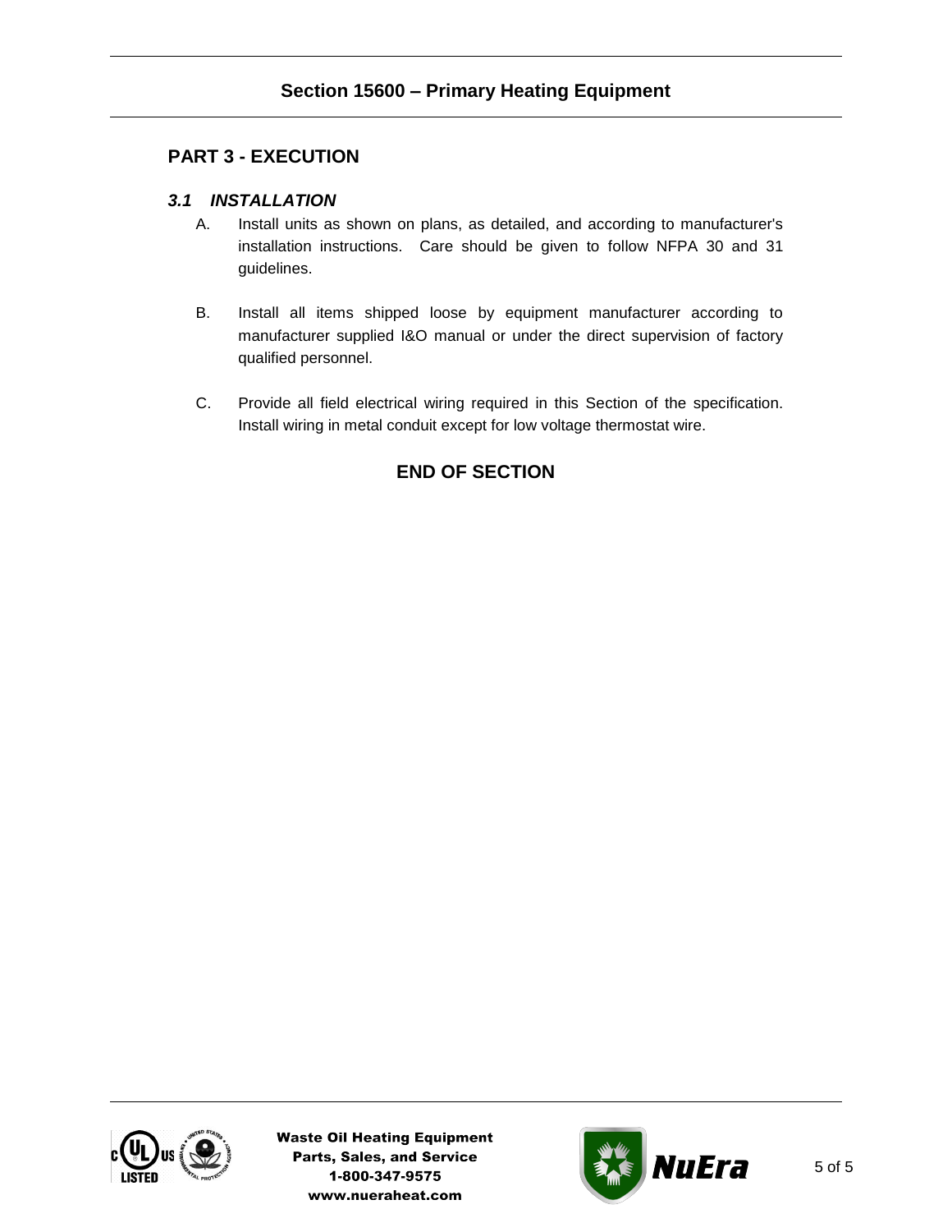## PART 3 - EXECUTION

### *3.1 INSTALLATION*

A. Install units as shown on plans, as detailed, and according to manufacturer's installation instructions. Care should be given to follow NFPA 30 and 31 guidelines.

B. Install all items shipped loose by equipment manufacturer according to manufacturer supplied I&O manual or under the direct supervision of factory qualified personnel.

C. Provide all field electrical wiring required in this Section of the specification. Install wiring in metal conduit except for low voltage thermostat wire.

**END OF SECTION**